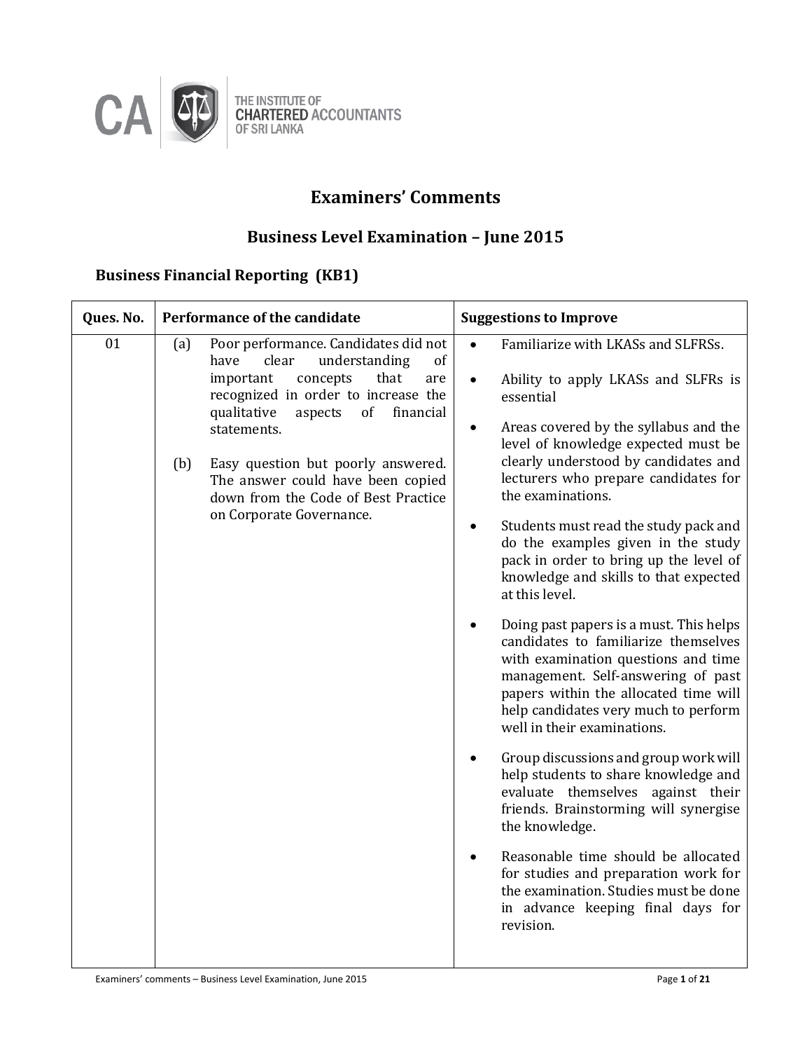THE INSTITUTE OF CHARTERED ACCOUNTANTS OF SRI LANKA

# Examiners' Comments

## Business Level Examination – June 2015

### Business Financial Reporting (KB1)

| Ques. No. | Performance of the candidate | Suggestions to Improve |
|---|---|---|
| 01 | (a) Poor performance. Candidates did not have clear understanding of important concepts that are recognized in order to increase the qualitative aspects of financial statements.<br><br>(b) Easy question but poorly answered. The answer could have been copied down from the Code of Best Practice on Corporate Governance. | • Familiarize with LKASs and SLFRSs.<br><br>• Ability to apply LKASs and SLFRs is essential<br><br>• Areas covered by the syllabus and the level of knowledge expected must be clearly understood by candidates and lecturers who prepare candidates for the examinations.<br><br>• Students must read the study pack and do the examples given in the study pack in order to bring up the level of knowledge and skills to that expected at this level.<br><br>• Doing past papers is a must. This helps candidates to familiarize themselves with examination questions and time management. Self-answering of past papers within the allocated time will help candidates very much to perform well in their examinations.<br><br>• Group discussions and group work will help students to share knowledge and evaluate themselves against their friends. Brainstorming will synergise the knowledge.<br><br>• Reasonable time should be allocated for studies and preparation work for the examination. Studies must be done in advance keeping final days for revision. |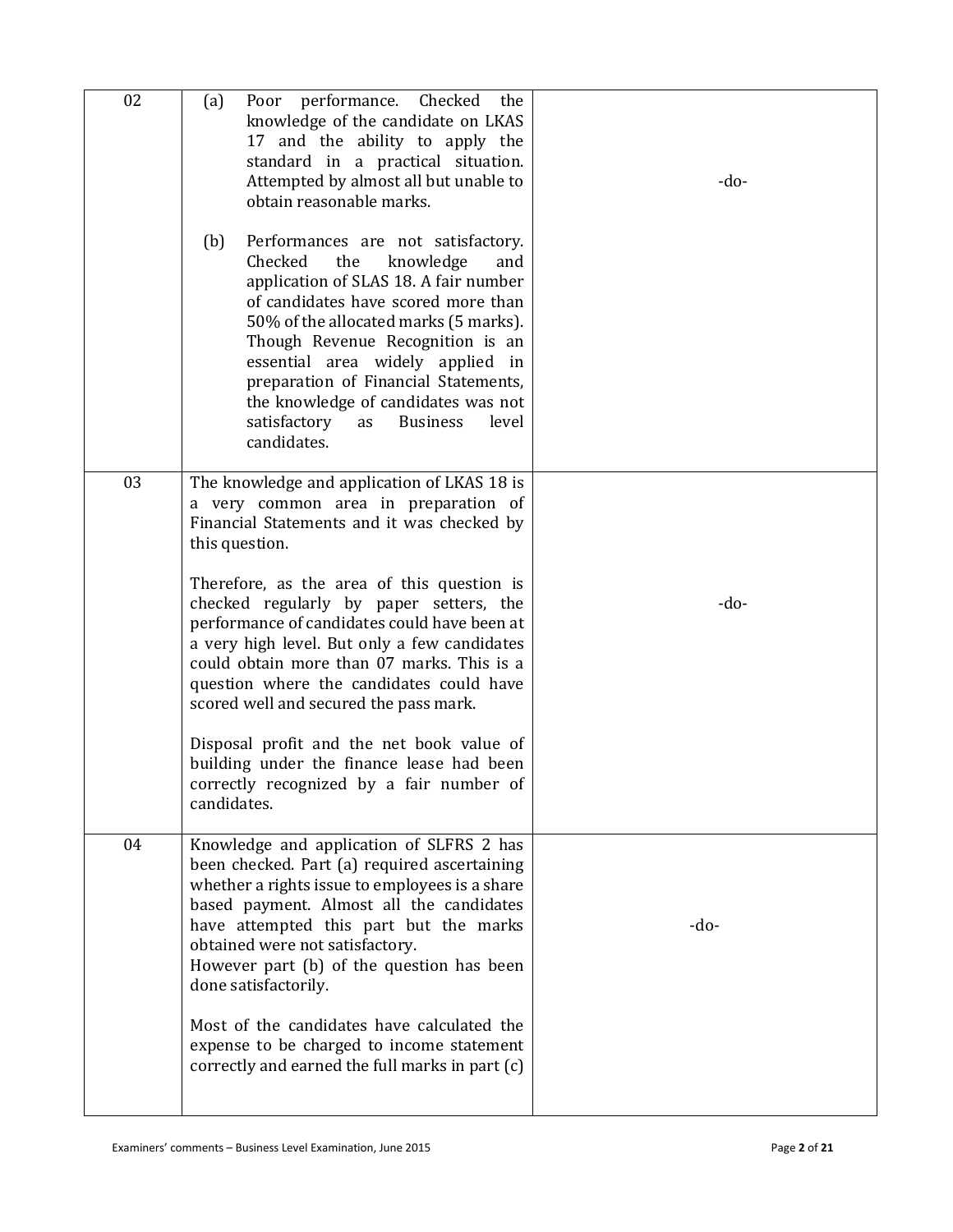| | | |
|---|---|---|
| 02 | (a) Poor performance. Checked the knowledge of the candidate on LKAS 17 and the ability to apply the standard in a practical situation. Attempted by almost all but unable to obtain reasonable marks.<br><br>(b) Performances are not satisfactory. Checked the knowledge and application of SLAS 18. A fair number of candidates have scored more than 50% of the allocated marks (5 marks). Though Revenue Recognition is an essential area widely applied in preparation of Financial Statements, the knowledge of candidates was not satisfactory as Business level candidates. | -do- |
| 03 | The knowledge and application of LKAS 18 is a very common area in preparation of Financial Statements and it was checked by this question.<br><br>Therefore, as the area of this question is checked regularly by paper setters, the performance of candidates could have been at a very high level. But only a few candidates could obtain more than 07 marks. This is a question where the candidates could have scored well and secured the pass mark.<br><br>Disposal profit and the net book value of building under the finance lease had been correctly recognized by a fair number of candidates. | -do- |
| 04 | Knowledge and application of SLFRS 2 has been checked. Part (a) required ascertaining whether a rights issue to employees is a share based payment. Almost all the candidates have attempted this part but the marks obtained were not satisfactory.<br>However part (b) of the question has been done satisfactorily.<br><br>Most of the candidates have calculated the expense to be charged to income statement correctly and earned the full marks in part (c) | -do- |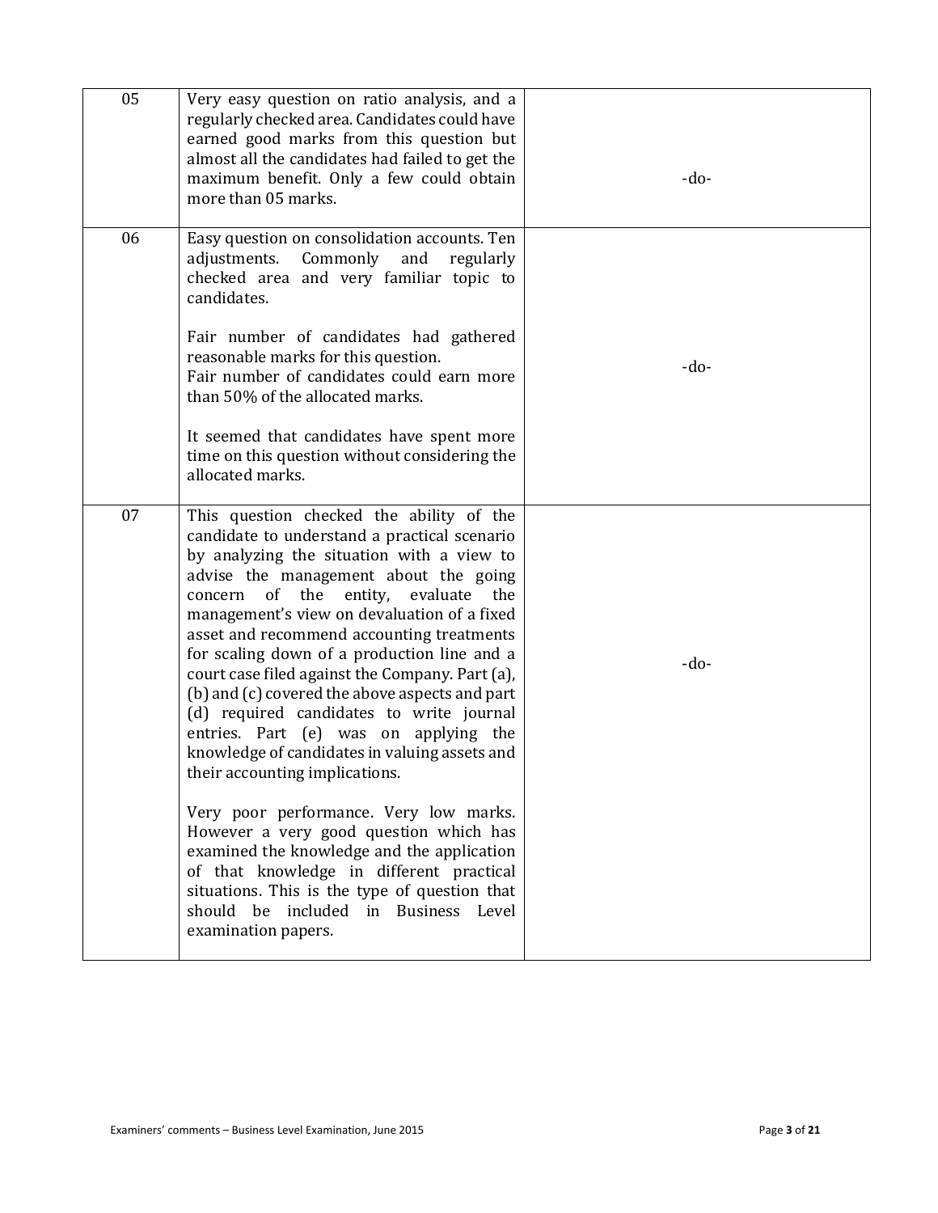| | | |
|---|---|---|
| 05 | Very easy question on ratio analysis, and a regularly checked area. Candidates could have earned good marks from this question but almost all the candidates had failed to get the maximum benefit. Only a few could obtain more than 05 marks. | -do- |
| 06 | Easy question on consolidation accounts. Ten adjustments. Commonly and regularly checked area and very familiar topic to candidates.<br><br>Fair number of candidates had gathered reasonable marks for this question.<br>Fair number of candidates could earn more than 50% of the allocated marks.<br><br>It seemed that candidates have spent more time on this question without considering the allocated marks. | -do- |
| 07 | This question checked the ability of the candidate to understand a practical scenario by analyzing the situation with a view to advise the management about the going concern of the entity, evaluate the management's view on devaluation of a fixed asset and recommend accounting treatments for scaling down of a production line and a court case filed against the Company. Part (a), (b) and (c) covered the above aspects and part (d) required candidates to write journal entries. Part (e) was on applying the knowledge of candidates in valuing assets and their accounting implications.<br><br>Very poor performance. Very low marks. However a very good question which has examined the knowledge and the application of that knowledge in different practical situations. This is the type of question that should be included in Business Level examination papers. | -do- |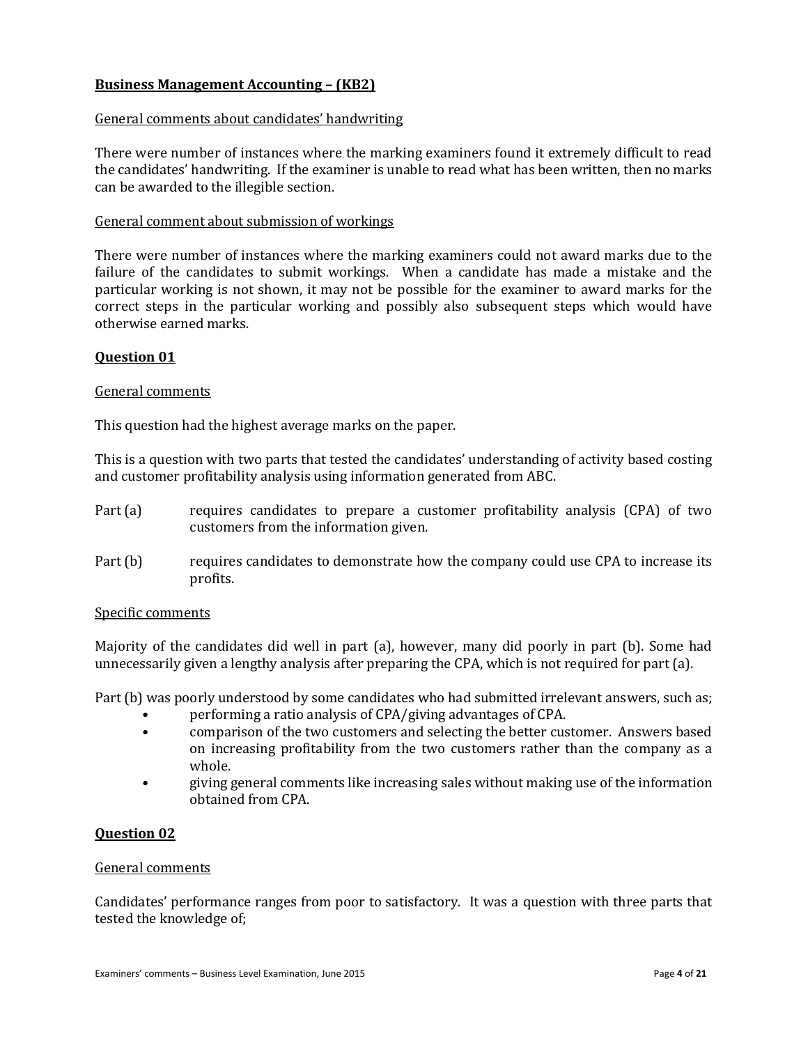## Business Management Accounting – (KB2)

General comments about candidates' handwriting

There were number of instances where the marking examiners found it extremely difficult to read the candidates' handwriting. If the examiner is unable to read what has been written, then no marks can be awarded to the illegible section.

General comment about submission of workings

There were number of instances where the marking examiners could not award marks due to the failure of the candidates to submit workings. When a candidate has made a mistake and the particular working is not shown, it may not be possible for the examiner to award marks for the correct steps in the particular working and possibly also subsequent steps which would have otherwise earned marks.

### Question 01

General comments

This question had the highest average marks on the paper.

This is a question with two parts that tested the candidates' understanding of activity based costing and customer profitability analysis using information generated from ABC.

Part (a) requires candidates to prepare a customer profitability analysis (CPA) of two customers from the information given.

Part (b) requires candidates to demonstrate how the company could use CPA to increase its profits.

Specific comments

Majority of the candidates did well in part (a), however, many did poorly in part (b). Some had unnecessarily given a lengthy analysis after preparing the CPA, which is not required for part (a).

Part (b) was poorly understood by some candidates who had submitted irrelevant answers, such as;

- performing a ratio analysis of CPA/giving advantages of CPA.
- comparison of the two customers and selecting the better customer. Answers based on increasing profitability from the two customers rather than the company as a whole.
- giving general comments like increasing sales without making use of the information obtained from CPA.

### Question 02

General comments

Candidates' performance ranges from poor to satisfactory. It was a question with three parts that tested the knowledge of;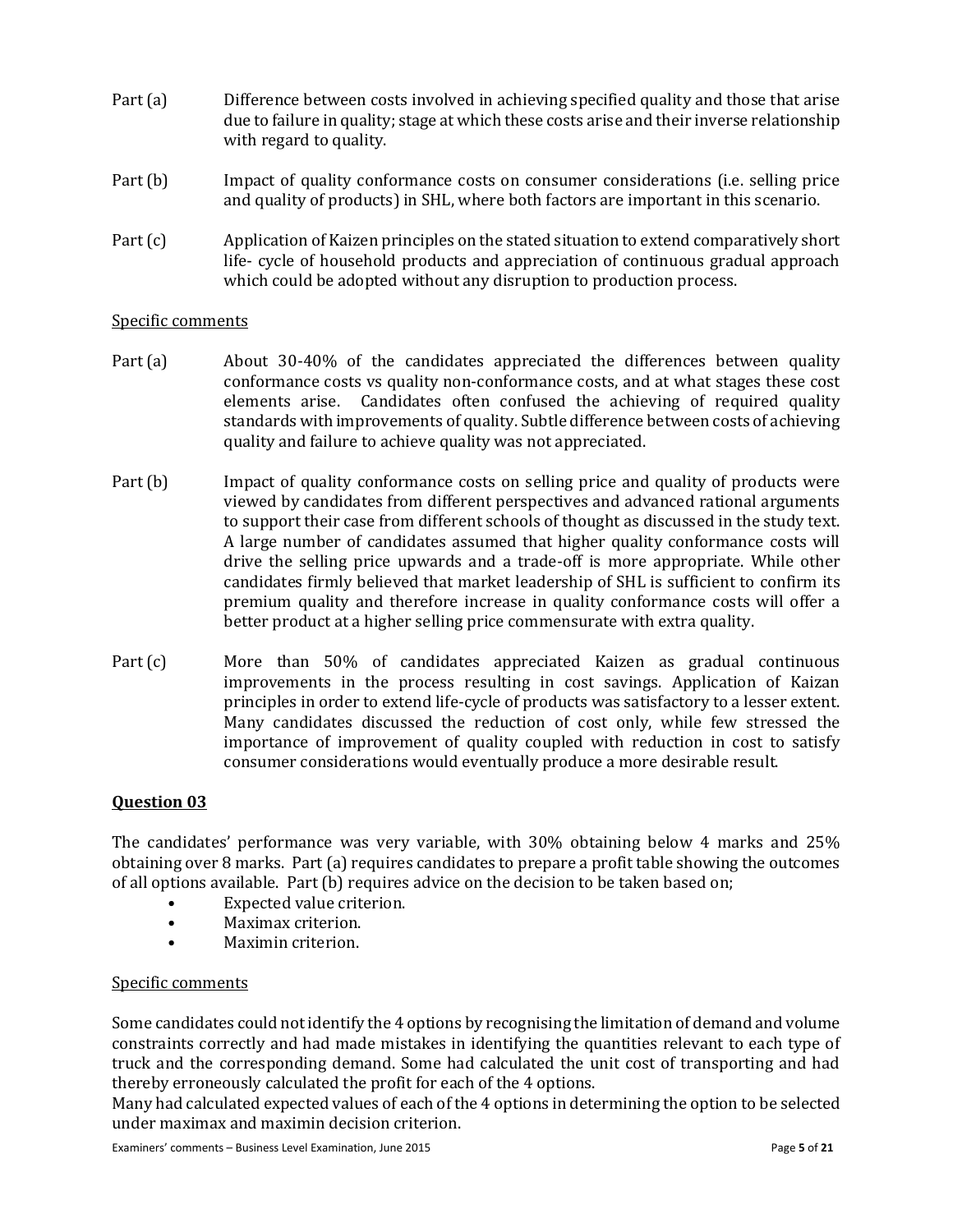Part (a) Difference between costs involved in achieving specified quality and those that arise due to failure in quality; stage at which these costs arise and their inverse relationship with regard to quality.

Part (b) Impact of quality conformance costs on consumer considerations (i.e. selling price and quality of products) in SHL, where both factors are important in this scenario.

Part (c) Application of Kaizen principles on the stated situation to extend comparatively short life- cycle of household products and appreciation of continuous gradual approach which could be adopted without any disruption to production process.

Specific comments

Part (a) About 30-40% of the candidates appreciated the differences between quality conformance costs vs quality non-conformance costs, and at what stages these cost elements arise. Candidates often confused the achieving of required quality standards with improvements of quality. Subtle difference between costs of achieving quality and failure to achieve quality was not appreciated.

Part (b) Impact of quality conformance costs on selling price and quality of products were viewed by candidates from different perspectives and advanced rational arguments to support their case from different schools of thought as discussed in the study text. A large number of candidates assumed that higher quality conformance costs will drive the selling price upwards and a trade-off is more appropriate. While other candidates firmly believed that market leadership of SHL is sufficient to confirm its premium quality and therefore increase in quality conformance costs will offer a better product at a higher selling price commensurate with extra quality.

Part (c) More than 50% of candidates appreciated Kaizen as gradual continuous improvements in the process resulting in cost savings. Application of Kaizan principles in order to extend life-cycle of products was satisfactory to a lesser extent. Many candidates discussed the reduction of cost only, while few stressed the importance of improvement of quality coupled with reduction in cost to satisfy consumer considerations would eventually produce a more desirable result.

## Question 03

The candidates' performance was very variable, with 30% obtaining below 4 marks and 25% obtaining over 8 marks. Part (a) requires candidates to prepare a profit table showing the outcomes of all options available. Part (b) requires advice on the decision to be taken based on;

- Expected value criterion.
- Maximax criterion.
- Maximin criterion.

Specific comments

Some candidates could not identify the 4 options by recognising the limitation of demand and volume constraints correctly and had made mistakes in identifying the quantities relevant to each type of truck and the corresponding demand. Some had calculated the unit cost of transporting and had thereby erroneously calculated the profit for each of the 4 options.
Many had calculated expected values of each of the 4 options in determining the option to be selected under maximax and maximin decision criterion.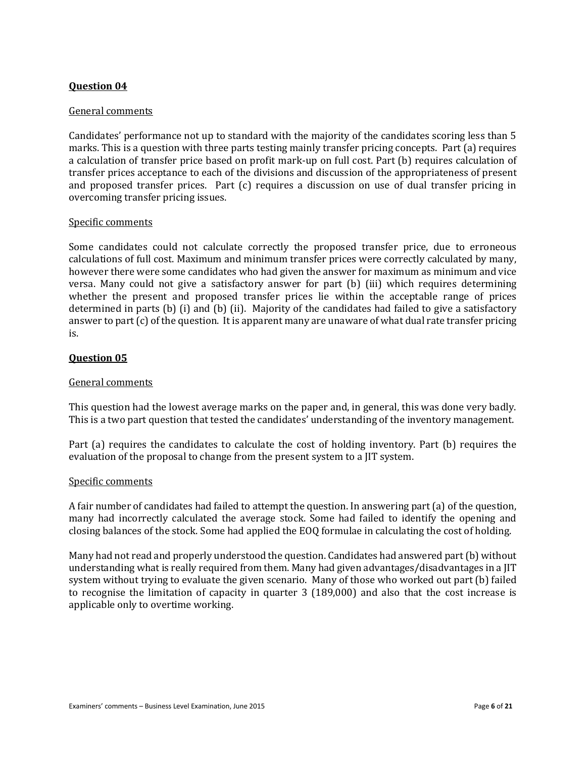**Question 04**

General comments

Candidates' performance not up to standard with the majority of the candidates scoring less than 5 marks. This is a question with three parts testing mainly transfer pricing concepts. Part (a) requires a calculation of transfer price based on profit mark-up on full cost. Part (b) requires calculation of transfer prices acceptance to each of the divisions and discussion of the appropriateness of present and proposed transfer prices. Part (c) requires a discussion on use of dual transfer pricing in overcoming transfer pricing issues.

Specific comments

Some candidates could not calculate correctly the proposed transfer price, due to erroneous calculations of full cost. Maximum and minimum transfer prices were correctly calculated by many, however there were some candidates who had given the answer for maximum as minimum and vice versa. Many could not give a satisfactory answer for part (b) (iii) which requires determining whether the present and proposed transfer prices lie within the acceptable range of prices determined in parts (b) (i) and (b) (ii). Majority of the candidates had failed to give a satisfactory answer to part (c) of the question. It is apparent many are unaware of what dual rate transfer pricing is.

**Question 05**

General comments

This question had the lowest average marks on the paper and, in general, this was done very badly. This is a two part question that tested the candidates' understanding of the inventory management.

Part (a) requires the candidates to calculate the cost of holding inventory. Part (b) requires the evaluation of the proposal to change from the present system to a JIT system.

Specific comments

A fair number of candidates had failed to attempt the question. In answering part (a) of the question, many had incorrectly calculated the average stock. Some had failed to identify the opening and closing balances of the stock. Some had applied the EOQ formulae in calculating the cost of holding.

Many had not read and properly understood the question. Candidates had answered part (b) without understanding what is really required from them. Many had given advantages/disadvantages in a JIT system without trying to evaluate the given scenario. Many of those who worked out part (b) failed to recognise the limitation of capacity in quarter 3 (189,000) and also that the cost increase is applicable only to overtime working.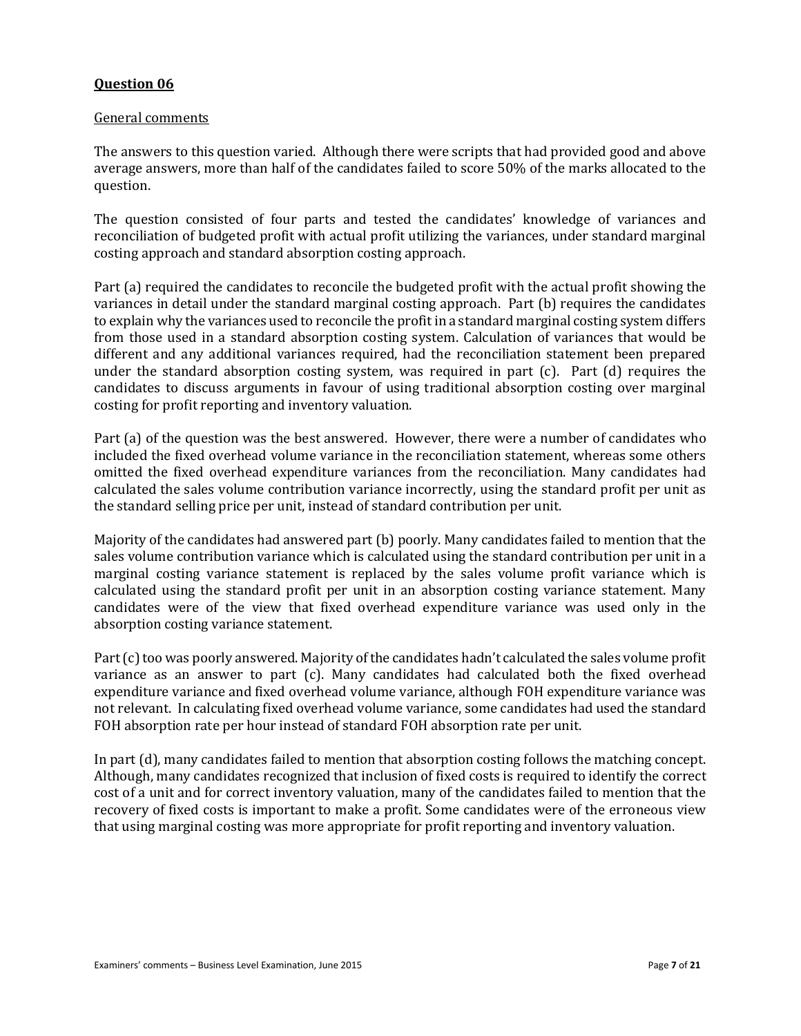## Question 06

General comments

The answers to this question varied. Although there were scripts that had provided good and above average answers, more than half of the candidates failed to score 50% of the marks allocated to the question.

The question consisted of four parts and tested the candidates' knowledge of variances and reconciliation of budgeted profit with actual profit utilizing the variances, under standard marginal costing approach and standard absorption costing approach.

Part (a) required the candidates to reconcile the budgeted profit with the actual profit showing the variances in detail under the standard marginal costing approach. Part (b) requires the candidates to explain why the variances used to reconcile the profit in a standard marginal costing system differs from those used in a standard absorption costing system. Calculation of variances that would be different and any additional variances required, had the reconciliation statement been prepared under the standard absorption costing system, was required in part (c). Part (d) requires the candidates to discuss arguments in favour of using traditional absorption costing over marginal costing for profit reporting and inventory valuation.

Part (a) of the question was the best answered. However, there were a number of candidates who included the fixed overhead volume variance in the reconciliation statement, whereas some others omitted the fixed overhead expenditure variances from the reconciliation. Many candidates had calculated the sales volume contribution variance incorrectly, using the standard profit per unit as the standard selling price per unit, instead of standard contribution per unit.

Majority of the candidates had answered part (b) poorly. Many candidates failed to mention that the sales volume contribution variance which is calculated using the standard contribution per unit in a marginal costing variance statement is replaced by the sales volume profit variance which is calculated using the standard profit per unit in an absorption costing variance statement. Many candidates were of the view that fixed overhead expenditure variance was used only in the absorption costing variance statement.

Part (c) too was poorly answered. Majority of the candidates hadn't calculated the sales volume profit variance as an answer to part (c). Many candidates had calculated both the fixed overhead expenditure variance and fixed overhead volume variance, although FOH expenditure variance was not relevant. In calculating fixed overhead volume variance, some candidates had used the standard FOH absorption rate per hour instead of standard FOH absorption rate per unit.

In part (d), many candidates failed to mention that absorption costing follows the matching concept. Although, many candidates recognized that inclusion of fixed costs is required to identify the correct cost of a unit and for correct inventory valuation, many of the candidates failed to mention that the recovery of fixed costs is important to make a profit. Some candidates were of the erroneous view that using marginal costing was more appropriate for profit reporting and inventory valuation.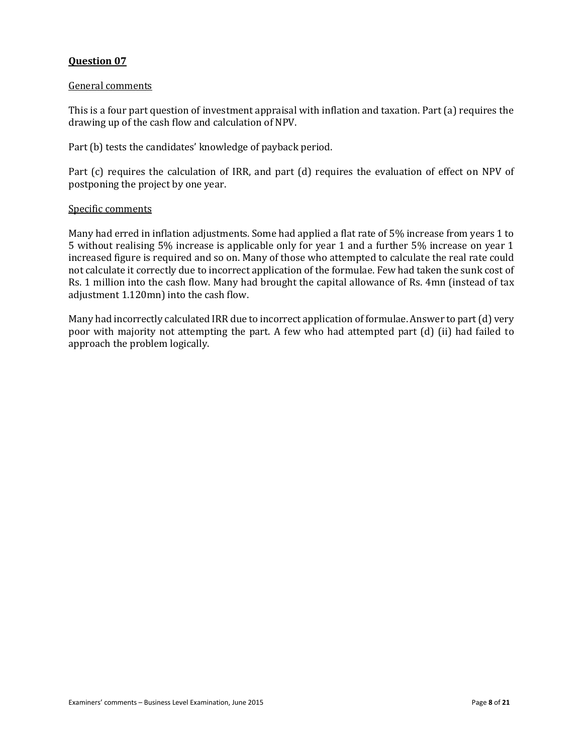## Question 07

General comments

This is a four part question of investment appraisal with inflation and taxation. Part (a) requires the drawing up of the cash flow and calculation of NPV.

Part (b) tests the candidates' knowledge of payback period.

Part (c) requires the calculation of IRR, and part (d) requires the evaluation of effect on NPV of postponing the project by one year.

Specific comments

Many had erred in inflation adjustments. Some had applied a flat rate of 5% increase from years 1 to 5 without realising 5% increase is applicable only for year 1 and a further 5% increase on year 1 increased figure is required and so on. Many of those who attempted to calculate the real rate could not calculate it correctly due to incorrect application of the formulae. Few had taken the sunk cost of Rs. 1 million into the cash flow. Many had brought the capital allowance of Rs. 4mn (instead of tax adjustment 1.120mn) into the cash flow.

Many had incorrectly calculated IRR due to incorrect application of formulae. Answer to part (d) very poor with majority not attempting the part. A few who had attempted part (d) (ii) had failed to approach the problem logically.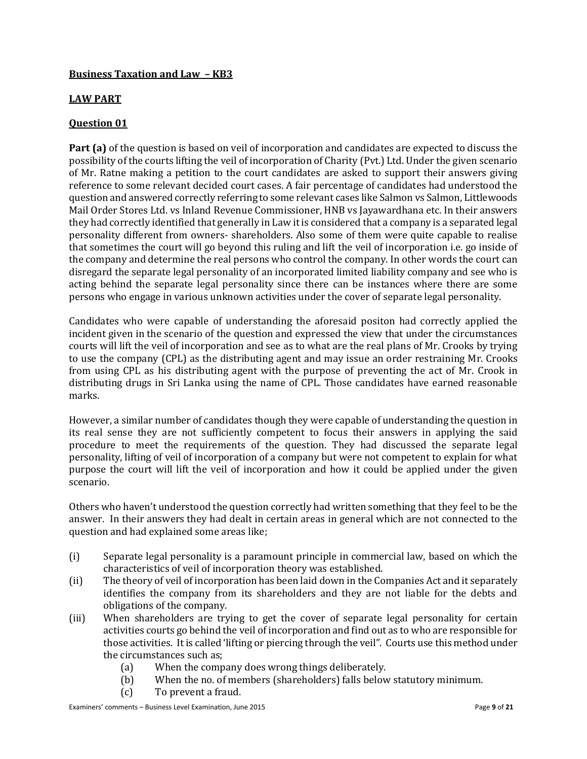**Business Taxation and Law – KB3**

**LAW PART**

**Question 01**

**Part (a)** of the question is based on veil of incorporation and candidates are expected to discuss the possibility of the courts lifting the veil of incorporation of Charity (Pvt.) Ltd. Under the given scenario of Mr. Ratne making a petition to the court candidates are asked to support their answers giving reference to some relevant decided court cases. A fair percentage of candidates had understood the question and answered correctly referring to some relevant cases like Salmon vs Salmon, Littlewoods Mail Order Stores Ltd. vs Inland Revenue Commissioner, HNB vs Jayawardhana etc. In their answers they had correctly identified that generally in Law it is considered that a company is a separated legal personality different from owners- shareholders. Also some of them were quite capable to realise that sometimes the court will go beyond this ruling and lift the veil of incorporation i.e. go inside of the company and determine the real persons who control the company. In other words the court can disregard the separate legal personality of an incorporated limited liability company and see who is acting behind the separate legal personality since there can be instances where there are some persons who engage in various unknown activities under the cover of separate legal personality.

Candidates who were capable of understanding the aforesaid positon had correctly applied the incident given in the scenario of the question and expressed the view that under the circumstances courts will lift the veil of incorporation and see as to what are the real plans of Mr. Crooks by trying to use the company (CPL) as the distributing agent and may issue an order restraining Mr. Crooks from using CPL as his distributing agent with the purpose of preventing the act of Mr. Crook in distributing drugs in Sri Lanka using the name of CPL. Those candidates have earned reasonable marks.

However, a similar number of candidates though they were capable of understanding the question in its real sense they are not sufficiently competent to focus their answers in applying the said procedure to meet the requirements of the question. They had discussed the separate legal personality, lifting of veil of incorporation of a company but were not competent to explain for what purpose the court will lift the veil of incorporation and how it could be applied under the given scenario.

Others who haven't understood the question correctly had written something that they feel to be the answer. In their answers they had dealt in certain areas in general which are not connected to the question and had explained some areas like;

(i) Separate legal personality is a paramount principle in commercial law, based on which the characteristics of veil of incorporation theory was established.

(ii) The theory of veil of incorporation has been laid down in the Companies Act and it separately identifies the company from its shareholders and they are not liable for the debts and obligations of the company.

(iii) When shareholders are trying to get the cover of separate legal personality for certain activities courts go behind the veil of incorporation and find out as to who are responsible for those activities. It is called 'lifting or piercing through the veil". Courts use this method under the circumstances such as;

    (a) When the company does wrong things deliberately.
    (b) When the no. of members (shareholders) falls below statutory minimum.
    (c) To prevent a fraud.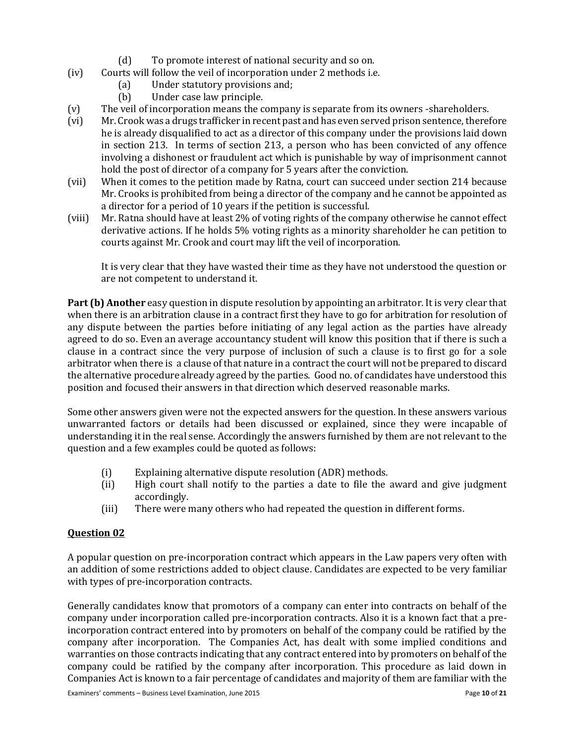(d) To promote interest of national security and so on.

(iv) Courts will follow the veil of incorporation under 2 methods i.e.

  (a) Under statutory provisions and;

  (b) Under case law principle.

(v) The veil of incorporation means the company is separate from its owners -shareholders.

(vi) Mr. Crook was a drugs trafficker in recent past and has even served prison sentence, therefore he is already disqualified to act as a director of this company under the provisions laid down in section 213. In terms of section 213, a person who has been convicted of any offence involving a dishonest or fraudulent act which is punishable by way of imprisonment cannot hold the post of director of a company for 5 years after the conviction.

(vii) When it comes to the petition made by Ratna, court can succeed under section 214 because Mr. Crooks is prohibited from being a director of the company and he cannot be appointed as a director for a period of 10 years if the petition is successful.

(viii) Mr. Ratna should have at least 2% of voting rights of the company otherwise he cannot effect derivative actions. If he holds 5% voting rights as a minority shareholder he can petition to courts against Mr. Crook and court may lift the veil of incorporation.

It is very clear that they have wasted their time as they have not understood the question or are not competent to understand it.

**Part (b) Another** easy question in dispute resolution by appointing an arbitrator. It is very clear that when there is an arbitration clause in a contract first they have to go for arbitration for resolution of any dispute between the parties before initiating of any legal action as the parties have already agreed to do so. Even an average accountancy student will know this position that if there is such a clause in a contract since the very purpose of inclusion of such a clause is to first go for a sole arbitrator when there is a clause of that nature in a contract the court will not be prepared to discard the alternative procedure already agreed by the parties. Good no. of candidates have understood this position and focused their answers in that direction which deserved reasonable marks.

Some other answers given were not the expected answers for the question. In these answers various unwarranted factors or details had been discussed or explained, since they were incapable of understanding it in the real sense. Accordingly the answers furnished by them are not relevant to the question and a few examples could be quoted as follows:

(i) Explaining alternative dispute resolution (ADR) methods.

(ii) High court shall notify to the parties a date to file the award and give judgment accordingly.

(iii) There were many others who had repeated the question in different forms.

## Question 02

A popular question on pre-incorporation contract which appears in the Law papers very often with an addition of some restrictions added to object clause. Candidates are expected to be very familiar with types of pre-incorporation contracts.

Generally candidates know that promotors of a company can enter into contracts on behalf of the company under incorporation called pre-incorporation contracts. Also it is a known fact that a pre-incorporation contract entered into by promoters on behalf of the company could be ratified by the company after incorporation. The Companies Act, has dealt with some implied conditions and warranties on those contracts indicating that any contract entered into by promoters on behalf of the company could be ratified by the company after incorporation. This procedure as laid down in Companies Act is known to a fair percentage of candidates and majority of them are familiar with the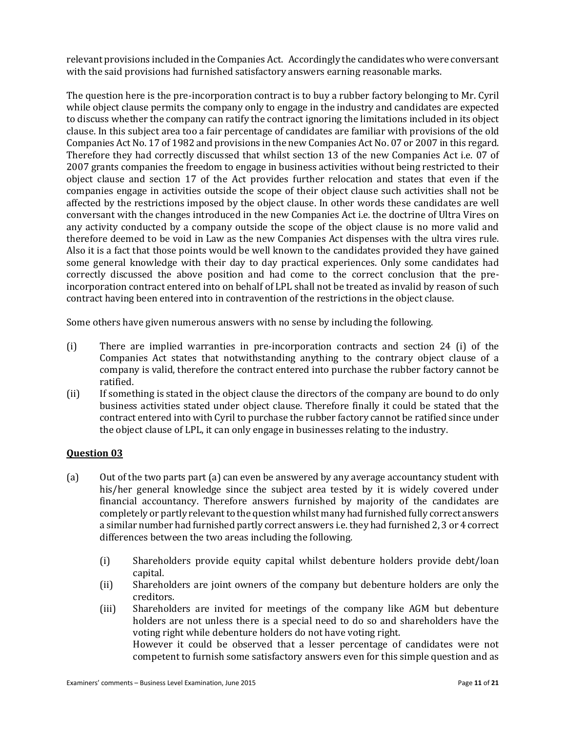relevant provisions included in the Companies Act. Accordingly the candidates who were conversant with the said provisions had furnished satisfactory answers earning reasonable marks.

The question here is the pre-incorporation contract is to buy a rubber factory belonging to Mr. Cyril while object clause permits the company only to engage in the industry and candidates are expected to discuss whether the company can ratify the contract ignoring the limitations included in its object clause. In this subject area too a fair percentage of candidates are familiar with provisions of the old Companies Act No. 17 of 1982 and provisions in the new Companies Act No. 07 or 2007 in this regard. Therefore they had correctly discussed that whilst section 13 of the new Companies Act i.e. 07 of 2007 grants companies the freedom to engage in business activities without being restricted to their object clause and section 17 of the Act provides further relocation and states that even if the companies engage in activities outside the scope of their object clause such activities shall not be affected by the restrictions imposed by the object clause. In other words these candidates are well conversant with the changes introduced in the new Companies Act i.e. the doctrine of Ultra Vires on any activity conducted by a company outside the scope of the object clause is no more valid and therefore deemed to be void in Law as the new Companies Act dispenses with the ultra vires rule. Also it is a fact that those points would be well known to the candidates provided they have gained some general knowledge with their day to day practical experiences. Only some candidates had correctly discussed the above position and had come to the correct conclusion that the pre-incorporation contract entered into on behalf of LPL shall not be treated as invalid by reason of such contract having been entered into in contravention of the restrictions in the object clause.

Some others have given numerous answers with no sense by including the following.

(i) There are implied warranties in pre-incorporation contracts and section 24 (i) of the Companies Act states that notwithstanding anything to the contrary object clause of a company is valid, therefore the contract entered into purchase the rubber factory cannot be ratified.

(ii) If something is stated in the object clause the directors of the company are bound to do only business activities stated under object clause. Therefore finally it could be stated that the contract entered into with Cyril to purchase the rubber factory cannot be ratified since under the object clause of LPL, it can only engage in businesses relating to the industry.

## Question 03

(a) Out of the two parts part (a) can even be answered by any average accountancy student with his/her general knowledge since the subject area tested by it is widely covered under financial accountancy. Therefore answers furnished by majority of the candidates are completely or partly relevant to the question whilst many had furnished fully correct answers a similar number had furnished partly correct answers i.e. they had furnished 2, 3 or 4 correct differences between the two areas including the following.

   (i) Shareholders provide equity capital whilst debenture holders provide debt/loan capital.

   (ii) Shareholders are joint owners of the company but debenture holders are only the creditors.

   (iii) Shareholders are invited for meetings of the company like AGM but debenture holders are not unless there is a special need to do so and shareholders have the voting right while debenture holders do not have voting right.

   However it could be observed that a lesser percentage of candidates were not competent to furnish some satisfactory answers even for this simple question and as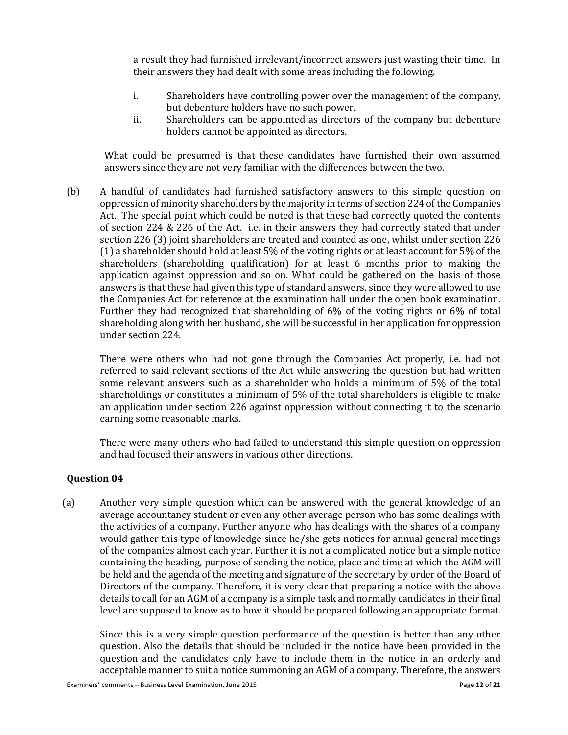a result they had furnished irrelevant/incorrect answers just wasting their time. In their answers they had dealt with some areas including the following.

i. Shareholders have controlling power over the management of the company, but debenture holders have no such power.

ii. Shareholders can be appointed as directors of the company but debenture holders cannot be appointed as directors.

What could be presumed is that these candidates have furnished their own assumed answers since they are not very familiar with the differences between the two.

(b) A handful of candidates had furnished satisfactory answers to this simple question on oppression of minority shareholders by the majority in terms of section 224 of the Companies Act. The special point which could be noted is that these had correctly quoted the contents of section 224 & 226 of the Act. i.e. in their answers they had correctly stated that under section 226 (3) joint shareholders are treated and counted as one, whilst under section 226 (1) a shareholder should hold at least 5% of the voting rights or at least account for 5% of the shareholders (shareholding qualification) for at least 6 months prior to making the application against oppression and so on. What could be gathered on the basis of those answers is that these had given this type of standard answers, since they were allowed to use the Companies Act for reference at the examination hall under the open book examination. Further they had recognized that shareholding of 6% of the voting rights or 6% of total shareholding along with her husband, she will be successful in her application for oppression under section 224.

There were others who had not gone through the Companies Act properly, i.e. had not referred to said relevant sections of the Act while answering the question but had written some relevant answers such as a shareholder who holds a minimum of 5% of the total shareholdings or constitutes a minimum of 5% of the total shareholders is eligible to make an application under section 226 against oppression without connecting it to the scenario earning some reasonable marks.

There were many others who had failed to understand this simple question on oppression and had focused their answers in various other directions.

## Question 04

(a) Another very simple question which can be answered with the general knowledge of an average accountancy student or even any other average person who has some dealings with the activities of a company. Further anyone who has dealings with the shares of a company would gather this type of knowledge since he/she gets notices for annual general meetings of the companies almost each year. Further it is not a complicated notice but a simple notice containing the heading, purpose of sending the notice, place and time at which the AGM will be held and the agenda of the meeting and signature of the secretary by order of the Board of Directors of the company. Therefore, it is very clear that preparing a notice with the above details to call for an AGM of a company is a simple task and normally candidates in their final level are supposed to know as to how it should be prepared following an appropriate format.

Since this is a very simple question performance of the question is better than any other question. Also the details that should be included in the notice have been provided in the question and the candidates only have to include them in the notice in an orderly and acceptable manner to suit a notice summoning an AGM of a company. Therefore, the answers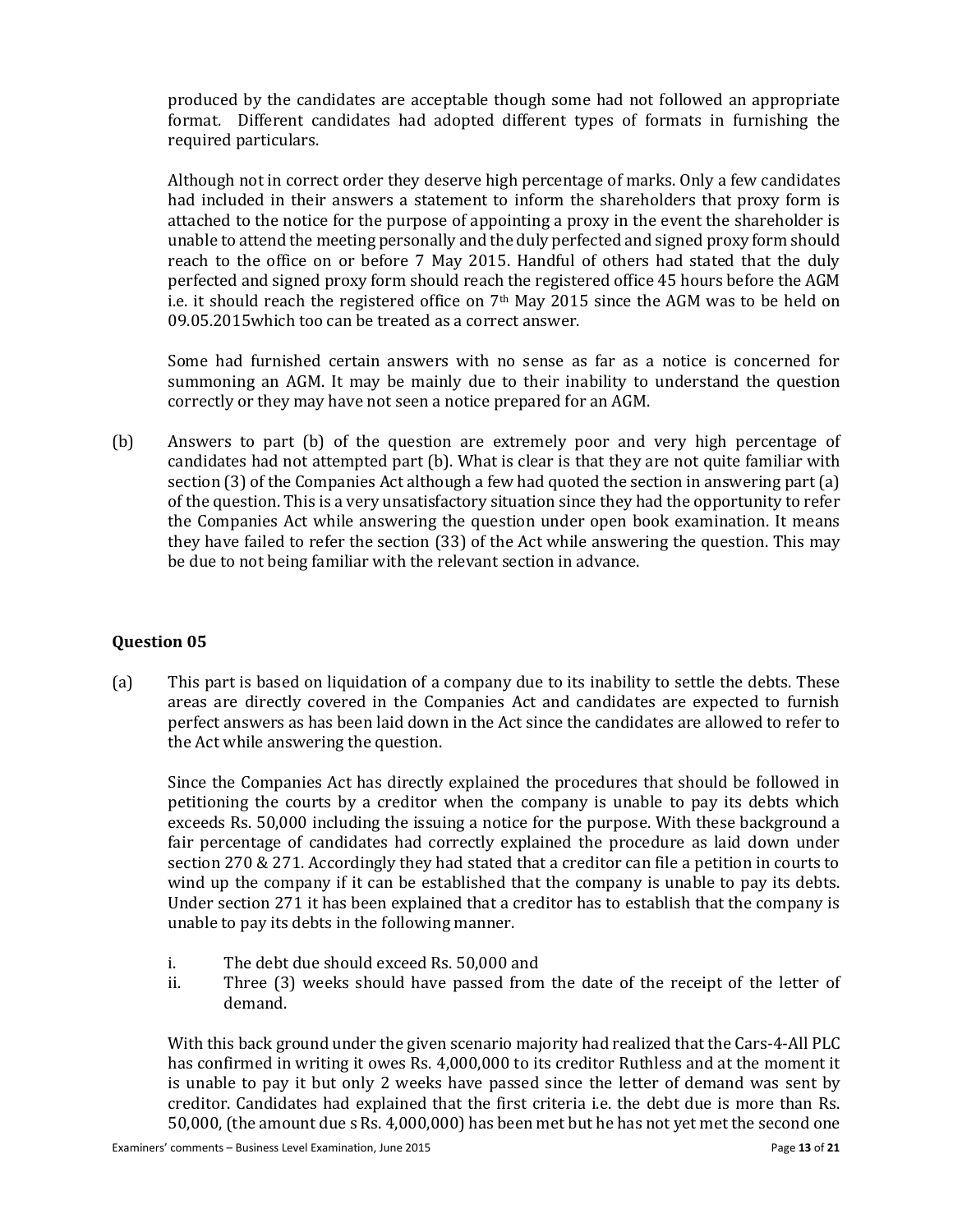produced by the candidates are acceptable though some had not followed an appropriate format. Different candidates had adopted different types of formats in furnishing the required particulars.

Although not in correct order they deserve high percentage of marks. Only a few candidates had included in their answers a statement to inform the shareholders that proxy form is attached to the notice for the purpose of appointing a proxy in the event the shareholder is unable to attend the meeting personally and the duly perfected and signed proxy form should reach to the office on or before 7 May 2015. Handful of others had stated that the duly perfected and signed proxy form should reach the registered office 45 hours before the AGM i.e. it should reach the registered office on 7th May 2015 since the AGM was to be held on 09.05.2015which too can be treated as a correct answer.

Some had furnished certain answers with no sense as far as a notice is concerned for summoning an AGM. It may be mainly due to their inability to understand the question correctly or they may have not seen a notice prepared for an AGM.

(b) Answers to part (b) of the question are extremely poor and very high percentage of candidates had not attempted part (b). What is clear is that they are not quite familiar with section (3) of the Companies Act although a few had quoted the section in answering part (a) of the question. This is a very unsatisfactory situation since they had the opportunity to refer the Companies Act while answering the question under open book examination. It means they have failed to refer the section (33) of the Act while answering the question. This may be due to not being familiar with the relevant section in advance.

### Question 05

(a) This part is based on liquidation of a company due to its inability to settle the debts. These areas are directly covered in the Companies Act and candidates are expected to furnish perfect answers as has been laid down in the Act since the candidates are allowed to refer to the Act while answering the question.

Since the Companies Act has directly explained the procedures that should be followed in petitioning the courts by a creditor when the company is unable to pay its debts which exceeds Rs. 50,000 including the issuing a notice for the purpose. With these background a fair percentage of candidates had correctly explained the procedure as laid down under section 270 & 271. Accordingly they had stated that a creditor can file a petition in courts to wind up the company if it can be established that the company is unable to pay its debts. Under section 271 it has been explained that a creditor has to establish that the company is unable to pay its debts in the following manner.

i. The debt due should exceed Rs. 50,000 and
ii. Three (3) weeks should have passed from the date of the receipt of the letter of demand.

With this back ground under the given scenario majority had realized that the Cars-4-All PLC has confirmed in writing it owes Rs. 4,000,000 to its creditor Ruthless and at the moment it is unable to pay it but only 2 weeks have passed since the letter of demand was sent by creditor. Candidates had explained that the first criteria i.e. the debt due is more than Rs. 50,000, (the amount due s Rs. 4,000,000) has been met but he has not yet met the second one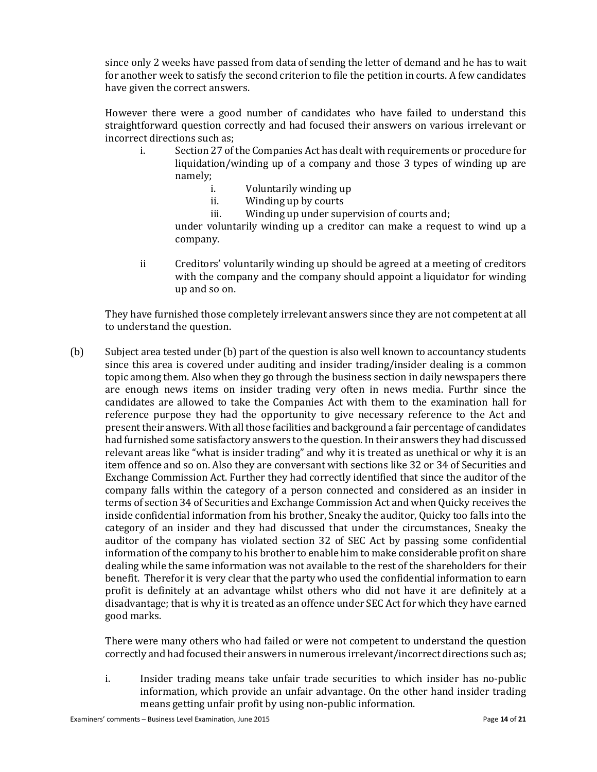since only 2 weeks have passed from data of sending the letter of demand and he has to wait for another week to satisfy the second criterion to file the petition in courts. A few candidates have given the correct answers.

However there were a good number of candidates who have failed to understand this straightforward question correctly and had focused their answers on various irrelevant or incorrect directions such as;

i. Section 27 of the Companies Act has dealt with requirements or procedure for liquidation/winding up of a company and those 3 types of winding up are namely;

   i. Voluntarily winding up
   ii. Winding up by courts
   iii. Winding up under supervision of courts and;

   under voluntarily winding up a creditor can make a request to wind up a company.

ii Creditors' voluntarily winding up should be agreed at a meeting of creditors with the company and the company should appoint a liquidator for winding up and so on.

They have furnished those completely irrelevant answers since they are not competent at all to understand the question.

(b) Subject area tested under (b) part of the question is also well known to accountancy students since this area is covered under auditing and insider trading/insider dealing is a common topic among them. Also when they go through the business section in daily newspapers there are enough news items on insider trading very often in news media. Furthr since the candidates are allowed to take the Companies Act with them to the examination hall for reference purpose they had the opportunity to give necessary reference to the Act and present their answers. With all those facilities and background a fair percentage of candidates had furnished some satisfactory answers to the question. In their answers they had discussed relevant areas like "what is insider trading" and why it is treated as unethical or why it is an item offence and so on. Also they are conversant with sections like 32 or 34 of Securities and Exchange Commission Act. Further they had correctly identified that since the auditor of the company falls within the category of a person connected and considered as an insider in terms of section 34 of Securities and Exchange Commission Act and when Quicky receives the inside confidential information from his brother, Sneaky the auditor, Quicky too falls into the category of an insider and they had discussed that under the circumstances, Sneaky the auditor of the company has violated section 32 of SEC Act by passing some confidential information of the company to his brother to enable him to make considerable profit on share dealing while the same information was not available to the rest of the shareholders for their benefit. Therefor it is very clear that the party who used the confidential information to earn profit is definitely at an advantage whilst others who did not have it are definitely at a disadvantage; that is why it is treated as an offence under SEC Act for which they have earned good marks.

There were many others who had failed or were not competent to understand the question correctly and had focused their answers in numerous irrelevant/incorrect directions such as;

i. Insider trading means take unfair trade securities to which insider has no-public information, which provide an unfair advantage. On the other hand insider trading means getting unfair profit by using non-public information.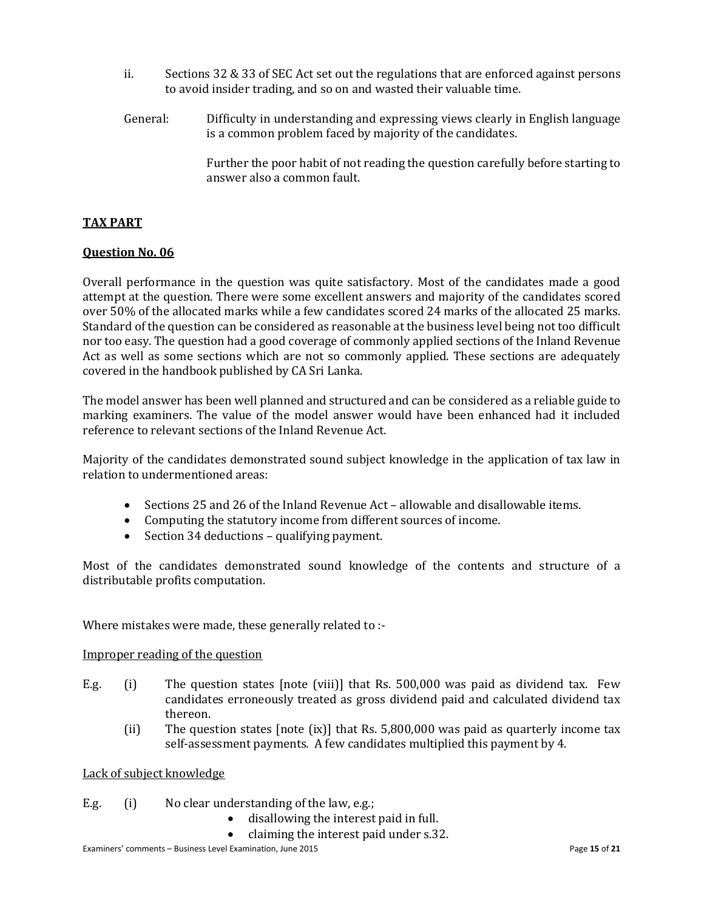ii. Sections 32 & 33 of SEC Act set out the regulations that are enforced against persons to avoid insider trading, and so on and wasted their valuable time.

General: Difficulty in understanding and expressing views clearly in English language is a common problem faced by majority of the candidates.

Further the poor habit of not reading the question carefully before starting to answer also a common fault.

## TAX PART

### Question No. 06

Overall performance in the question was quite satisfactory. Most of the candidates made a good attempt at the question. There were some excellent answers and majority of the candidates scored over 50% of the allocated marks while a few candidates scored 24 marks of the allocated 25 marks. Standard of the question can be considered as reasonable at the business level being not too difficult nor too easy. The question had a good coverage of commonly applied sections of the Inland Revenue Act as well as some sections which are not so commonly applied. These sections are adequately covered in the handbook published by CA Sri Lanka.

The model answer has been well planned and structured and can be considered as a reliable guide to marking examiners. The value of the model answer would have been enhanced had it included reference to relevant sections of the Inland Revenue Act.

Majority of the candidates demonstrated sound subject knowledge in the application of tax law in relation to undermentioned areas:

- Sections 25 and 26 of the Inland Revenue Act – allowable and disallowable items.
- Computing the statutory income from different sources of income.
- Section 34 deductions – qualifying payment.

Most of the candidates demonstrated sound knowledge of the contents and structure of a distributable profits computation.

Where mistakes were made, these generally related to :-

Improper reading of the question

E.g. (i) The question states [note (viii)] that Rs. 500,000 was paid as dividend tax. Few candidates erroneously treated as gross dividend paid and calculated dividend tax thereon.

(ii) The question states [note (ix)] that Rs. 5,800,000 was paid as quarterly income tax self-assessment payments. A few candidates multiplied this payment by 4.

Lack of subject knowledge

E.g. (i) No clear understanding of the law, e.g.;

- disallowing the interest paid in full.
- claiming the interest paid under s.32.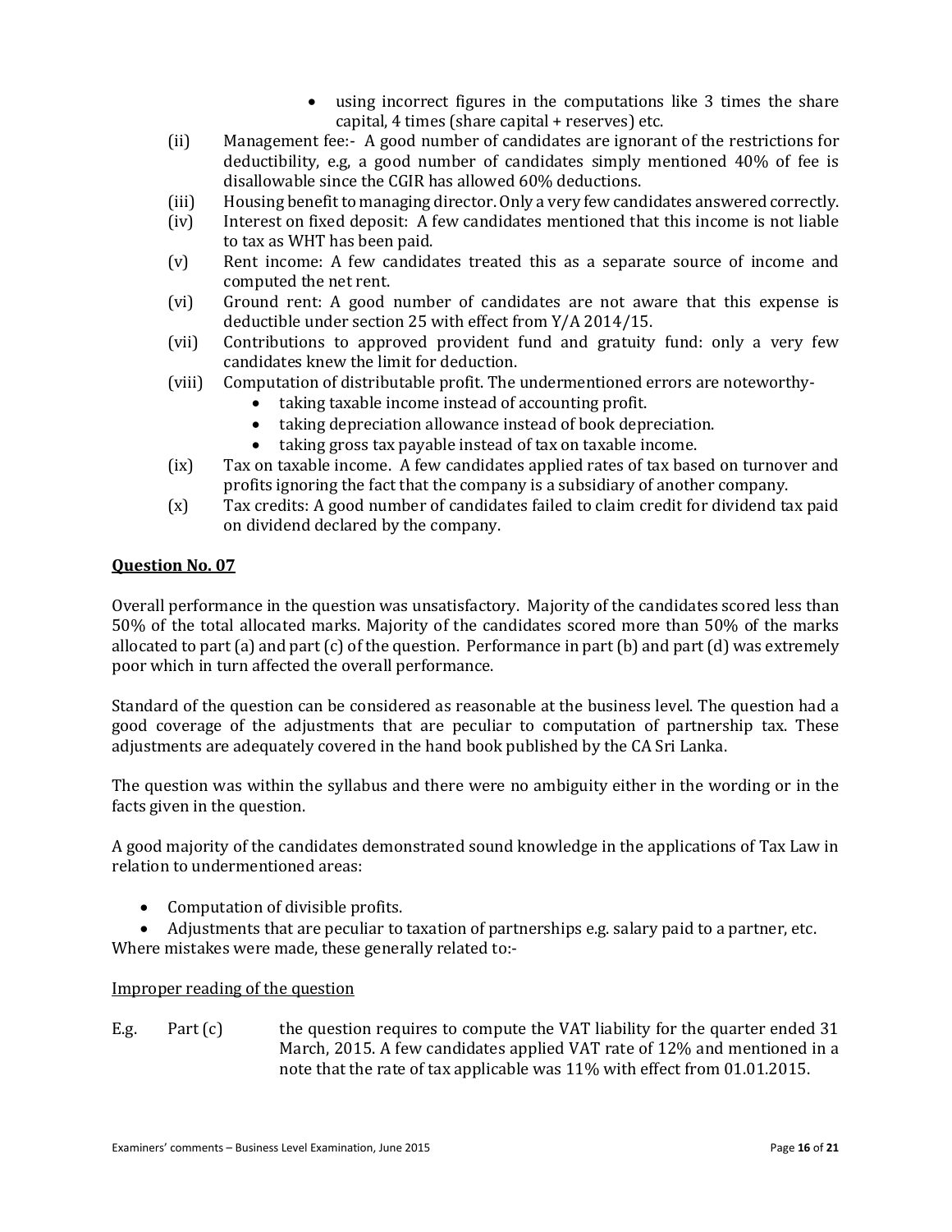- using incorrect figures in the computations like 3 times the share capital, 4 times (share capital + reserves) etc.

(ii) Management fee:- A good number of candidates are ignorant of the restrictions for deductibility, e.g, a good number of candidates simply mentioned 40% of fee is disallowable since the CGIR has allowed 60% deductions.

(iii) Housing benefit to managing director. Only a very few candidates answered correctly.

(iv) Interest on fixed deposit: A few candidates mentioned that this income is not liable to tax as WHT has been paid.

(v) Rent income: A few candidates treated this as a separate source of income and computed the net rent.

(vi) Ground rent: A good number of candidates are not aware that this expense is deductible under section 25 with effect from Y/A 2014/15.

(vii) Contributions to approved provident fund and gratuity fund: only a very few candidates knew the limit for deduction.

(viii) Computation of distributable profit. The undermentioned errors are noteworthy-
- taking taxable income instead of accounting profit.
- taking depreciation allowance instead of book depreciation.
- taking gross tax payable instead of tax on taxable income.

(ix) Tax on taxable income. A few candidates applied rates of tax based on turnover and profits ignoring the fact that the company is a subsidiary of another company.

(x) Tax credits: A good number of candidates failed to claim credit for dividend tax paid on dividend declared by the company.

## Question No. 07

Overall performance in the question was unsatisfactory. Majority of the candidates scored less than 50% of the total allocated marks. Majority of the candidates scored more than 50% of the marks allocated to part (a) and part (c) of the question. Performance in part (b) and part (d) was extremely poor which in turn affected the overall performance.

Standard of the question can be considered as reasonable at the business level. The question had a good coverage of the adjustments that are peculiar to computation of partnership tax. These adjustments are adequately covered in the hand book published by the CA Sri Lanka.

The question was within the syllabus and there were no ambiguity either in the wording or in the facts given in the question.

A good majority of the candidates demonstrated sound knowledge in the applications of Tax Law in relation to undermentioned areas:

- Computation of divisible profits.
- Adjustments that are peculiar to taxation of partnerships e.g. salary paid to a partner, etc.

Where mistakes were made, these generally related to:-

Improper reading of the question

E.g. Part (c) the question requires to compute the VAT liability for the quarter ended 31 March, 2015. A few candidates applied VAT rate of 12% and mentioned in a note that the rate of tax applicable was 11% with effect from 01.01.2015.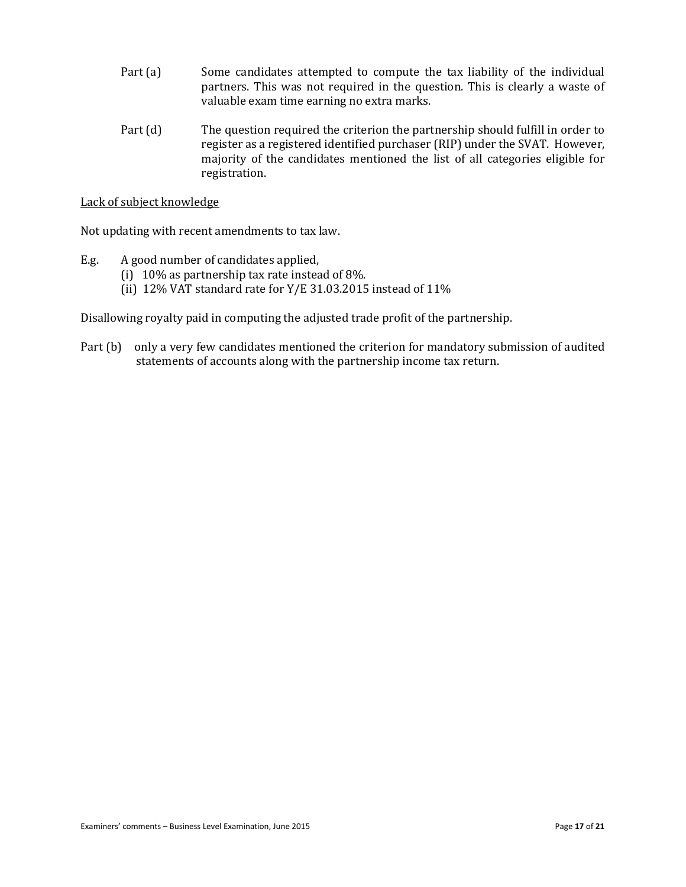Part (a) Some candidates attempted to compute the tax liability of the individual partners. This was not required in the question. This is clearly a waste of valuable exam time earning no extra marks.

Part (d) The question required the criterion the partnership should fulfill in order to register as a registered identified purchaser (RIP) under the SVAT. However, majority of the candidates mentioned the list of all categories eligible for registration.

<u>Lack of subject knowledge</u>

Not updating with recent amendments to tax law.

E.g. A good number of candidates applied,

(i) 10% as partnership tax rate instead of 8%.

(ii) 12% VAT standard rate for Y/E 31.03.2015 instead of 11%

Disallowing royalty paid in computing the adjusted trade profit of the partnership.

Part (b) only a very few candidates mentioned the criterion for mandatory submission of audited statements of accounts along with the partnership income tax return.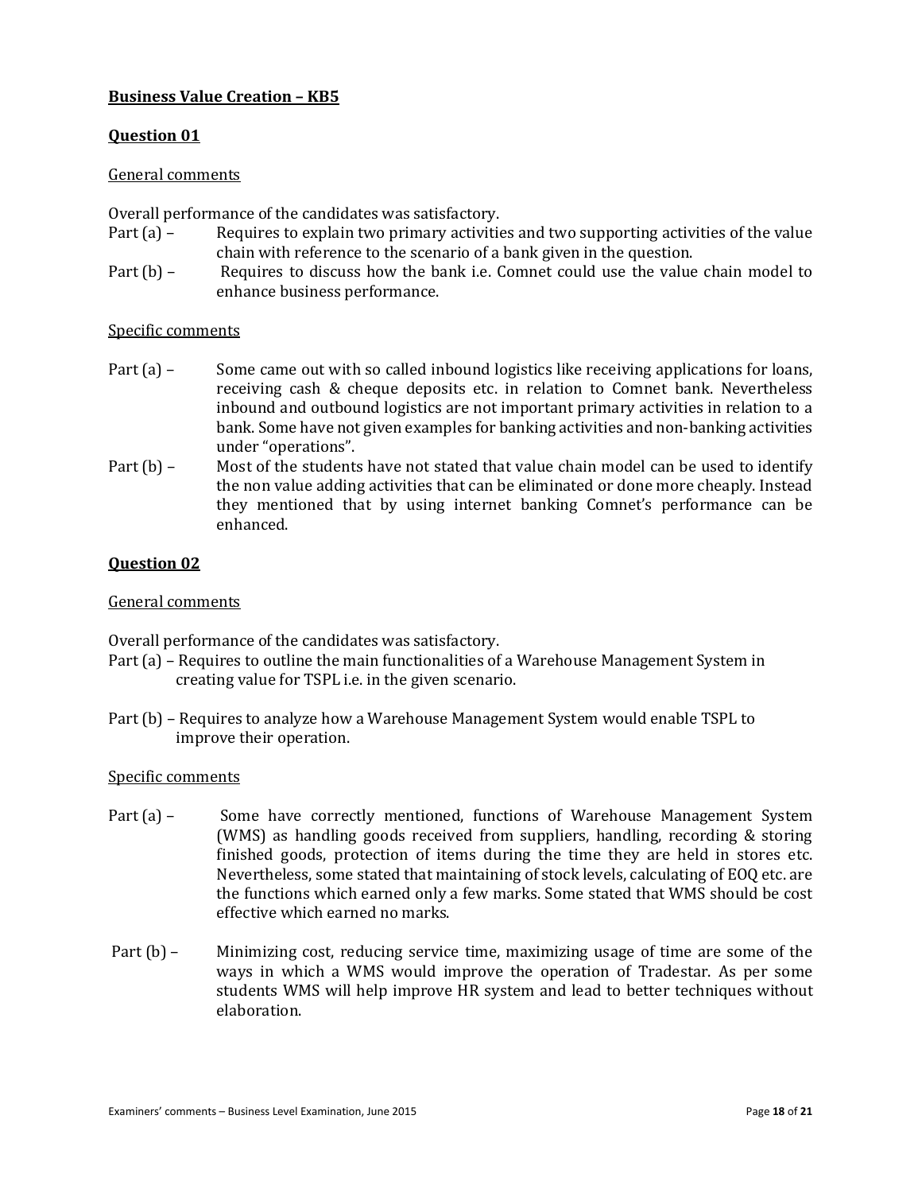## Business Value Creation – KB5

### Question 01

General comments

Overall performance of the candidates was satisfactory.

Part (a) – Requires to explain two primary activities and two supporting activities of the value chain with reference to the scenario of a bank given in the question.

Part (b) – Requires to discuss how the bank i.e. Comnet could use the value chain model to enhance business performance.

Specific comments

Part (a) – Some came out with so called inbound logistics like receiving applications for loans, receiving cash & cheque deposits etc. in relation to Comnet bank. Nevertheless inbound and outbound logistics are not important primary activities in relation to a bank. Some have not given examples for banking activities and non-banking activities under "operations".

Part (b) – Most of the students have not stated that value chain model can be used to identify the non value adding activities that can be eliminated or done more cheaply. Instead they mentioned that by using internet banking Comnet's performance can be enhanced.

### Question 02

General comments

Overall performance of the candidates was satisfactory.

Part (a) – Requires to outline the main functionalities of a Warehouse Management System in creating value for TSPL i.e. in the given scenario.

Part (b) – Requires to analyze how a Warehouse Management System would enable TSPL to improve their operation.

Specific comments

Part (a) – Some have correctly mentioned, functions of Warehouse Management System (WMS) as handling goods received from suppliers, handling, recording & storing finished goods, protection of items during the time they are held in stores etc. Nevertheless, some stated that maintaining of stock levels, calculating of EOQ etc. are the functions which earned only a few marks. Some stated that WMS should be cost effective which earned no marks.

Part (b) – Minimizing cost, reducing service time, maximizing usage of time are some of the ways in which a WMS would improve the operation of Tradestar. As per some students WMS will help improve HR system and lead to better techniques without elaboration.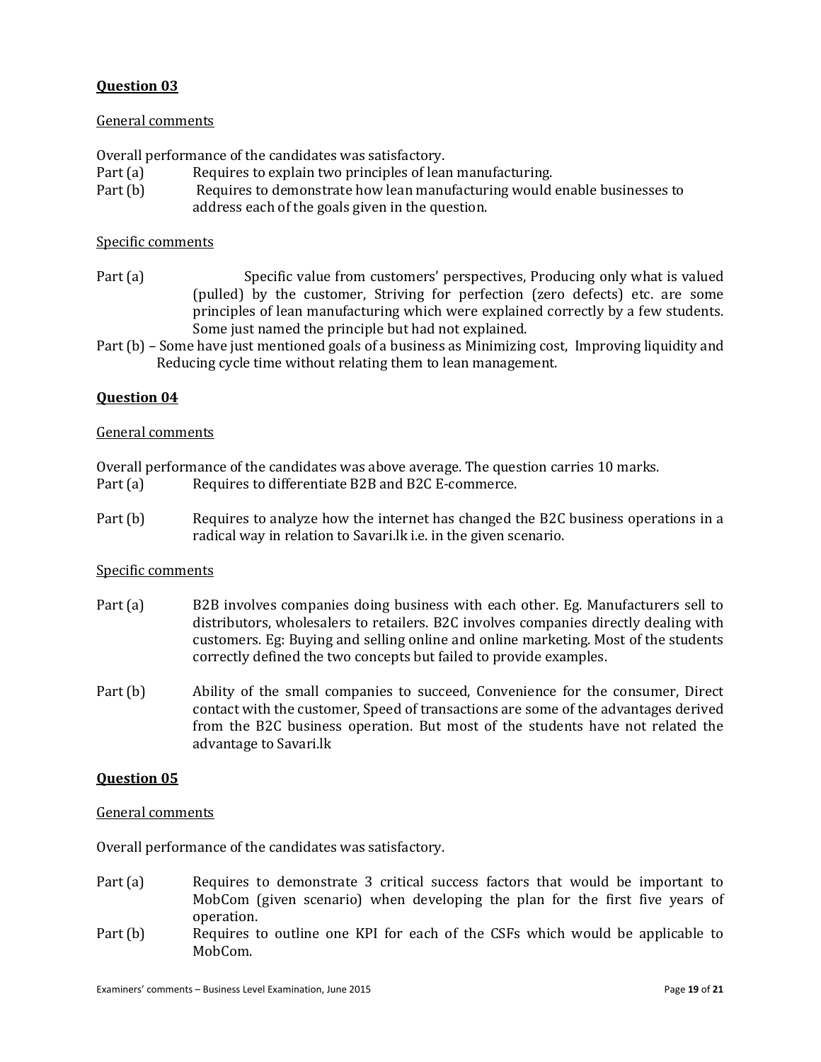**Question 03**

General comments

Overall performance of the candidates was satisfactory.

Part (a) Requires to explain two principles of lean manufacturing.

Part (b) Requires to demonstrate how lean manufacturing would enable businesses to address each of the goals given in the question.

Specific comments

Part (a) Specific value from customers' perspectives, Producing only what is valued (pulled) by the customer, Striving for perfection (zero defects) etc. are some principles of lean manufacturing which were explained correctly by a few students. Some just named the principle but had not explained.

Part (b) – Some have just mentioned goals of a business as Minimizing cost, Improving liquidity and Reducing cycle time without relating them to lean management.

**Question 04**

General comments

Overall performance of the candidates was above average. The question carries 10 marks.

Part (a) Requires to differentiate B2B and B2C E-commerce.

Part (b) Requires to analyze how the internet has changed the B2C business operations in a radical way in relation to Savari.lk i.e. in the given scenario.

Specific comments

Part (a) B2B involves companies doing business with each other. Eg. Manufacturers sell to distributors, wholesalers to retailers. B2C involves companies directly dealing with customers. Eg: Buying and selling online and online marketing. Most of the students correctly defined the two concepts but failed to provide examples.

Part (b) Ability of the small companies to succeed, Convenience for the consumer, Direct contact with the customer, Speed of transactions are some of the advantages derived from the B2C business operation. But most of the students have not related the advantage to Savari.lk

**Question 05**

General comments

Overall performance of the candidates was satisfactory.

Part (a) Requires to demonstrate 3 critical success factors that would be important to MobCom (given scenario) when developing the plan for the first five years of operation.

Part (b) Requires to outline one KPI for each of the CSFs which would be applicable to MobCom.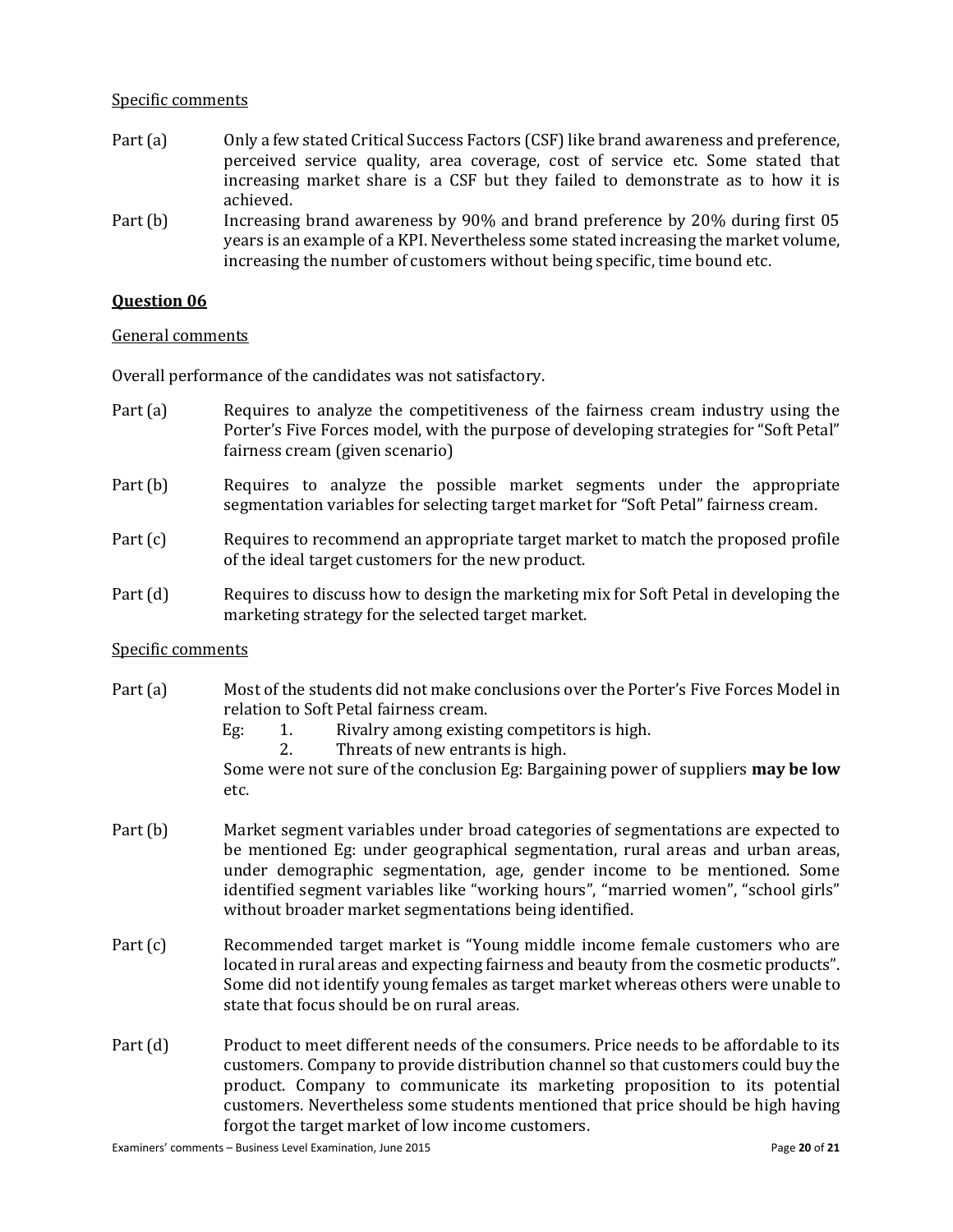Specific comments

Part (a) Only a few stated Critical Success Factors (CSF) like brand awareness and preference, perceived service quality, area coverage, cost of service etc. Some stated that increasing market share is a CSF but they failed to demonstrate as to how it is achieved.

Part (b) Increasing brand awareness by 90% and brand preference by 20% during first 05 years is an example of a KPI. Nevertheless some stated increasing the market volume, increasing the number of customers without being specific, time bound etc.

## Question 06

General comments

Overall performance of the candidates was not satisfactory.

Part (a) Requires to analyze the competitiveness of the fairness cream industry using the Porter's Five Forces model, with the purpose of developing strategies for "Soft Petal" fairness cream (given scenario)

Part (b) Requires to analyze the possible market segments under the appropriate segmentation variables for selecting target market for "Soft Petal" fairness cream.

Part (c) Requires to recommend an appropriate target market to match the proposed profile of the ideal target customers for the new product.

Part (d) Requires to discuss how to design the marketing mix for Soft Petal in developing the marketing strategy for the selected target market.

Specific comments

Part (a) Most of the students did not make conclusions over the Porter's Five Forces Model in relation to Soft Petal fairness cream.

Eg:
1. Rivalry among existing competitors is high.
2. Threats of new entrants is high.

Some were not sure of the conclusion Eg: Bargaining power of suppliers **may be low** etc.

Part (b) Market segment variables under broad categories of segmentations are expected to be mentioned Eg: under geographical segmentation, rural areas and urban areas, under demographic segmentation, age, gender income to be mentioned. Some identified segment variables like "working hours", "married women", "school girls" without broader market segmentations being identified.

Part (c) Recommended target market is "Young middle income female customers who are located in rural areas and expecting fairness and beauty from the cosmetic products". Some did not identify young females as target market whereas others were unable to state that focus should be on rural areas.

Part (d) Product to meet different needs of the consumers. Price needs to be affordable to its customers. Company to provide distribution channel so that customers could buy the product. Company to communicate its marketing proposition to its potential customers. Nevertheless some students mentioned that price should be high having forgot the target market of low income customers.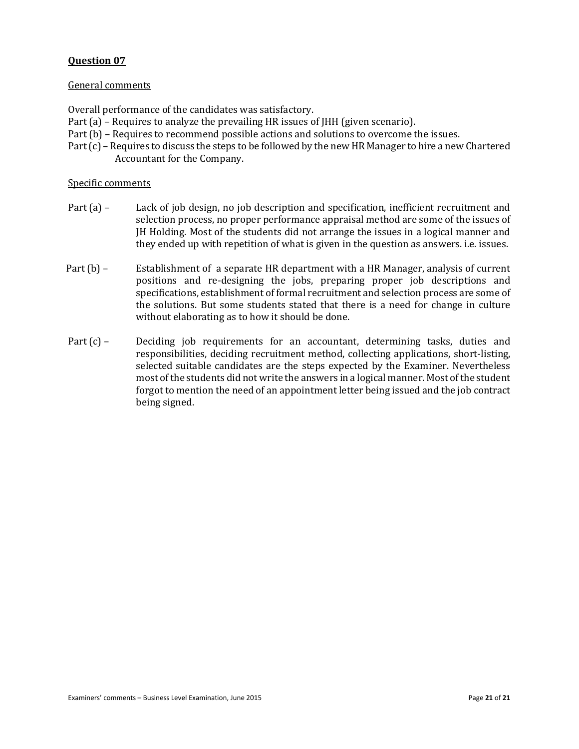## Question 07

General comments

Overall performance of the candidates was satisfactory.
Part (a) – Requires to analyze the prevailing HR issues of JHH (given scenario).
Part (b) – Requires to recommend possible actions and solutions to overcome the issues.
Part (c) – Requires to discuss the steps to be followed by the new HR Manager to hire a new Chartered Accountant for the Company.

Specific comments

Part (a) – Lack of job design, no job description and specification, inefficient recruitment and selection process, no proper performance appraisal method are some of the issues of JH Holding. Most of the students did not arrange the issues in a logical manner and they ended up with repetition of what is given in the question as answers. i.e. issues.

Part (b) – Establishment of a separate HR department with a HR Manager, analysis of current positions and re-designing the jobs, preparing proper job descriptions and specifications, establishment of formal recruitment and selection process are some of the solutions. But some students stated that there is a need for change in culture without elaborating as to how it should be done.

Part (c) – Deciding job requirements for an accountant, determining tasks, duties and responsibilities, deciding recruitment method, collecting applications, short-listing, selected suitable candidates are the steps expected by the Examiner. Nevertheless most of the students did not write the answers in a logical manner. Most of the student forgot to mention the need of an appointment letter being issued and the job contract being signed.